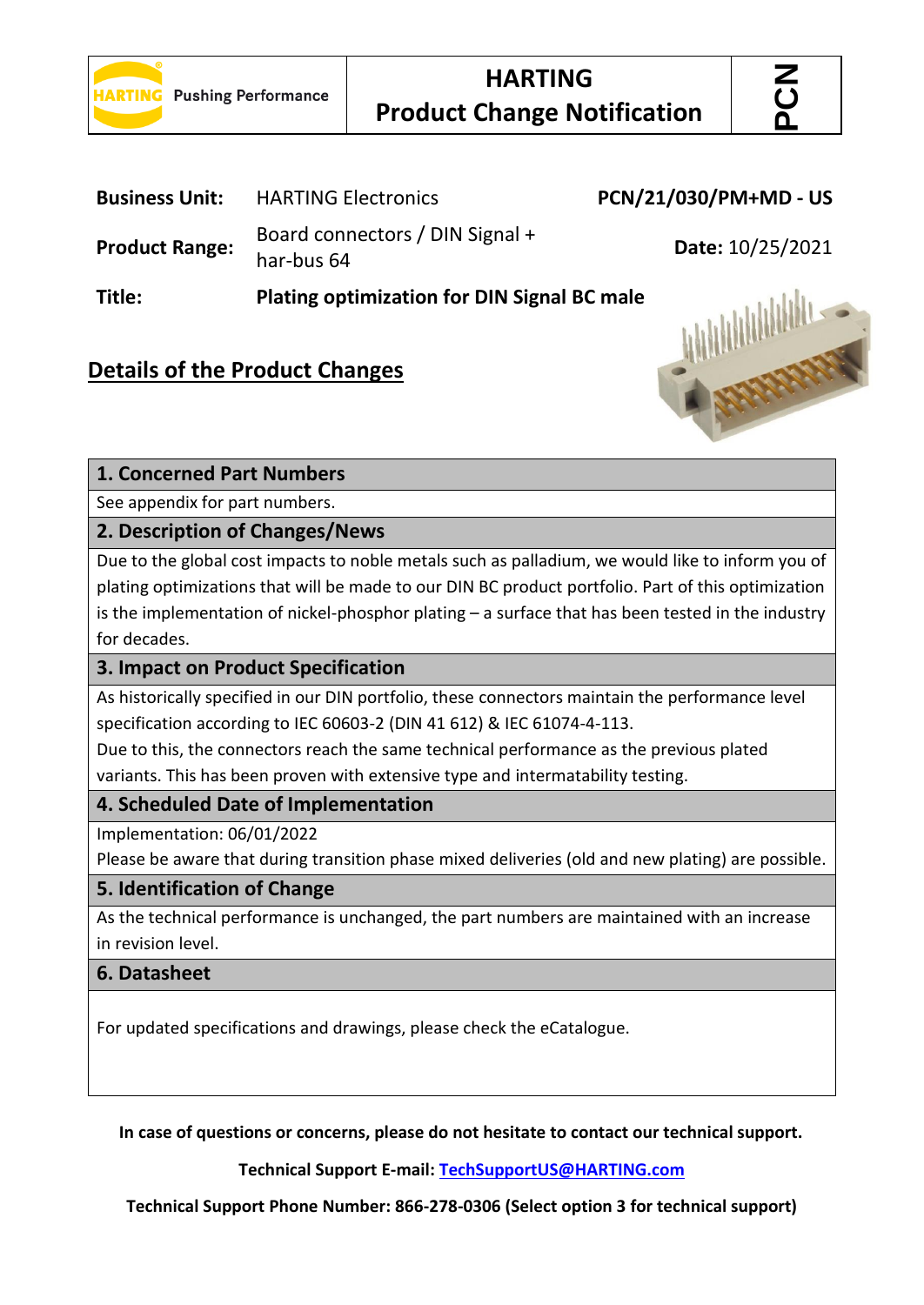HARTING Pushing Performance

# HARTING Product Change Notification

PCN

| | | |
|---|---|---|
| **Business Unit:** | HARTING Electronics | **PCN/21/030/PM+MD - US** |
| **Product Range:** | Board connectors / DIN Signal + har-bus 64 | **Date:** 10/25/2021 |
| **Title:** | **Plating optimization for DIN Signal BC male** | |

## Details of the Product Changes

### 1. Concerned Part Numbers

See appendix for part numbers.

### 2. Description of Changes/News

Due to the global cost impacts to noble metals such as palladium, we would like to inform you of plating optimizations that will be made to our DIN BC product portfolio. Part of this optimization is the implementation of nickel-phosphor plating – a surface that has been tested in the industry for decades.

### 3. Impact on Product Specification

As historically specified in our DIN portfolio, these connectors maintain the performance level specification according to IEC 60603-2 (DIN 41 612) & IEC 61074-4-113.
Due to this, the connectors reach the same technical performance as the previous plated variants. This has been proven with extensive type and intermatability testing.

### 4. Scheduled Date of Implementation

Implementation: 06/01/2022
Please be aware that during transition phase mixed deliveries (old and new plating) are possible.

### 5. Identification of Change

As the technical performance is unchanged, the part numbers are maintained with an increase in revision level.

### 6. Datasheet

For updated specifications and drawings, please check the eCatalogue.

**In case of questions or concerns, please do not hesitate to contact our technical support.**

**Technical Support E-mail: TechSupportUS@HARTING.com**

**Technical Support Phone Number: 866-278-0306 (Select option 3 for technical support)**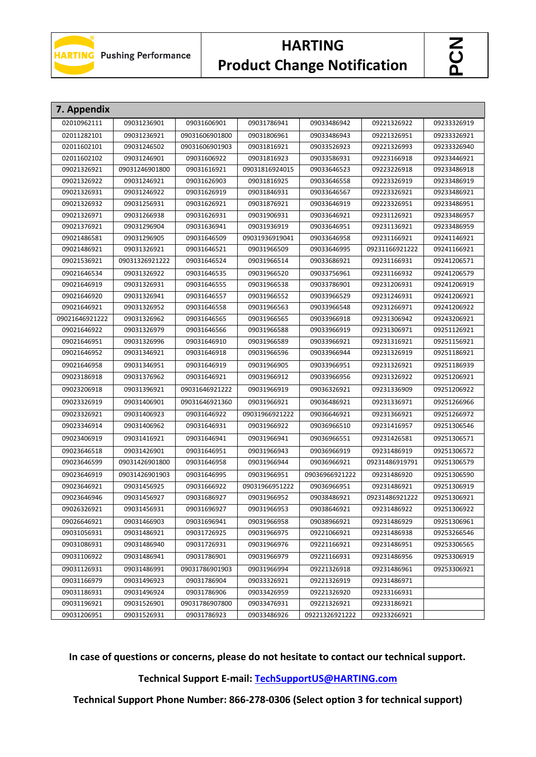## 7. Appendix

| | | | | | | |
|---|---|---|---|---|---|---|
| 02010962111 | 09031236901 | 09031606901 | 09031786941 | 09033486942 | 09221326922 | 09233326919 |
| 02011282101 | 09031236921 | 09031606901800 | 09031806961 | 09033486943 | 09221326951 | 09233326921 |
| 02011602101 | 09031246502 | 09031606901903 | 09031816921 | 09033526923 | 09221326993 | 09233326940 |
| 02011602102 | 09031246901 | 09031606922 | 09031816923 | 09033586931 | 09223166918 | 09233446921 |
| 09021326921 | 09031246901800 | 09031616921 | 09031816924015 | 09033646523 | 09223226918 | 09233486918 |
| 09021326922 | 09031246921 | 09031626903 | 09031816925 | 09033646558 | 09223326919 | 09233486919 |
| 09021326931 | 09031246922 | 09031626919 | 09031846931 | 09033646567 | 09223326921 | 09233486921 |
| 09021326932 | 09031256931 | 09031626921 | 09031876921 | 09033646919 | 09223326951 | 09233486951 |
| 09021326971 | 09031266938 | 09031626931 | 09031906931 | 09033646921 | 09231126921 | 09233486957 |
| 09021376921 | 09031296904 | 09031636941 | 09031936919 | 09033646951 | 09231136921 | 09233486959 |
| 09021486581 | 09031296905 | 09031646509 | 09031936919041 | 09033646958 | 09231166921 | 09241146921 |
| 09021486921 | 09031326921 | 09031646521 | 09031966509 | 09033646995 | 09231166921222 | 09241166921 |
| 09021536921 | 09031326921222 | 09031646524 | 09031966514 | 09033686921 | 09231166931 | 09241206571 |
| 09021646534 | 09031326922 | 09031646535 | 09031966520 | 09033756961 | 09231166932 | 09241206579 |
| 09021646919 | 09031326931 | 09031646555 | 09031966538 | 09033786901 | 09231206931 | 09241206919 |
| 09021646920 | 09031326941 | 09031646557 | 09031966552 | 09033966529 | 09231246931 | 09241206921 |
| 09021646921 | 09031326952 | 09031646558 | 09031966563 | 09033966548 | 09231266971 | 09241206922 |
| 09021646921222 | 09031326962 | 09031646565 | 09031966565 | 09033966918 | 09231306942 | 09243206921 |
| 09021646922 | 09031326979 | 09031646566 | 09031966588 | 09033966919 | 09231306971 | 09251126921 |
| 09021646951 | 09031326996 | 09031646910 | 09031966589 | 09033966921 | 09231316921 | 09251156921 |
| 09021646952 | 09031346921 | 09031646918 | 09031966596 | 09033966944 | 09231326919 | 09251186921 |
| 09021646958 | 09031346951 | 09031646919 | 09031966905 | 09033966951 | 09231326921 | 09251186939 |
| 09023186918 | 09031376962 | 09031646921 | 09031966912 | 09033966956 | 09231326922 | 09251206921 |
| 09023206918 | 09031396921 | 09031646921222 | 09031966919 | 09036326921 | 09231336909 | 09251206922 |
| 09023326919 | 09031406901 | 09031646921360 | 09031966921 | 09036486921 | 09231336971 | 09251266966 |
| 09023326921 | 09031406923 | 09031646922 | 09031966921222 | 09036646921 | 09231366921 | 09251266972 |
| 09023346914 | 09031406962 | 09031646931 | 09031966922 | 09036966510 | 09231416957 | 09251306546 |
| 09023406919 | 09031416921 | 09031646941 | 09031966941 | 09036966551 | 09231426581 | 09251306571 |
| 09023646518 | 09031426901 | 09031646951 | 09031966943 | 09036966919 | 09231486919 | 09251306572 |
| 09023646599 | 09031426901800 | 09031646958 | 09031966944 | 09036966921 | 09231486919791 | 09251306579 |
| 09023646919 | 09031426901903 | 09031646995 | 09031966951 | 09036966921222 | 09231486920 | 09251306590 |
| 09023646921 | 09031456925 | 09031666922 | 09031966951222 | 09036966951 | 09231486921 | 09251306919 |
| 09023646946 | 09031456927 | 09031686927 | 09031966952 | 09038486921 | 09231486921222 | 09251306921 |
| 09026326921 | 09031456931 | 09031696927 | 09031966953 | 09038646921 | 09231486922 | 09251306922 |
| 09026646921 | 09031466903 | 09031696941 | 09031966958 | 09038966921 | 09231486929 | 09251306961 |
| 09031056931 | 09031486921 | 09031726925 | 09031966975 | 09221066921 | 09231486938 | 09253266546 |
| 09031086931 | 09031486940 | 09031726931 | 09031966976 | 09221166921 | 09231486951 | 09253306565 |
| 09031106922 | 09031486941 | 09031786901 | 09031966979 | 09221166931 | 09231486956 | 09253306919 |
| 09031126931 | 09031486991 | 09031786901903 | 09031966994 | 09221326918 | 09231486961 | 09253306921 |
| 09031166979 | 09031496923 | 09031786904 | 09033326921 | 09221326919 | 09231486971 | |
| 09031186931 | 09031496924 | 09031786906 | 09033426959 | 09221326920 | 09233166931 | |
| 09031196921 | 09031526901 | 09031786907800 | 09033476931 | 09221326921 | 09233186921 | |
| 09031206951 | 09031526931 | 09031786923 | 09033486926 | 09221326921222 | 09233266921 | |

**In case of questions or concerns, please do not hesitate to contact our technical support.**

**Technical Support E-mail: TechSupportUS@HARTING.com**

**Technical Support Phone Number: 866-278-0306 (Select option 3 for technical support)**